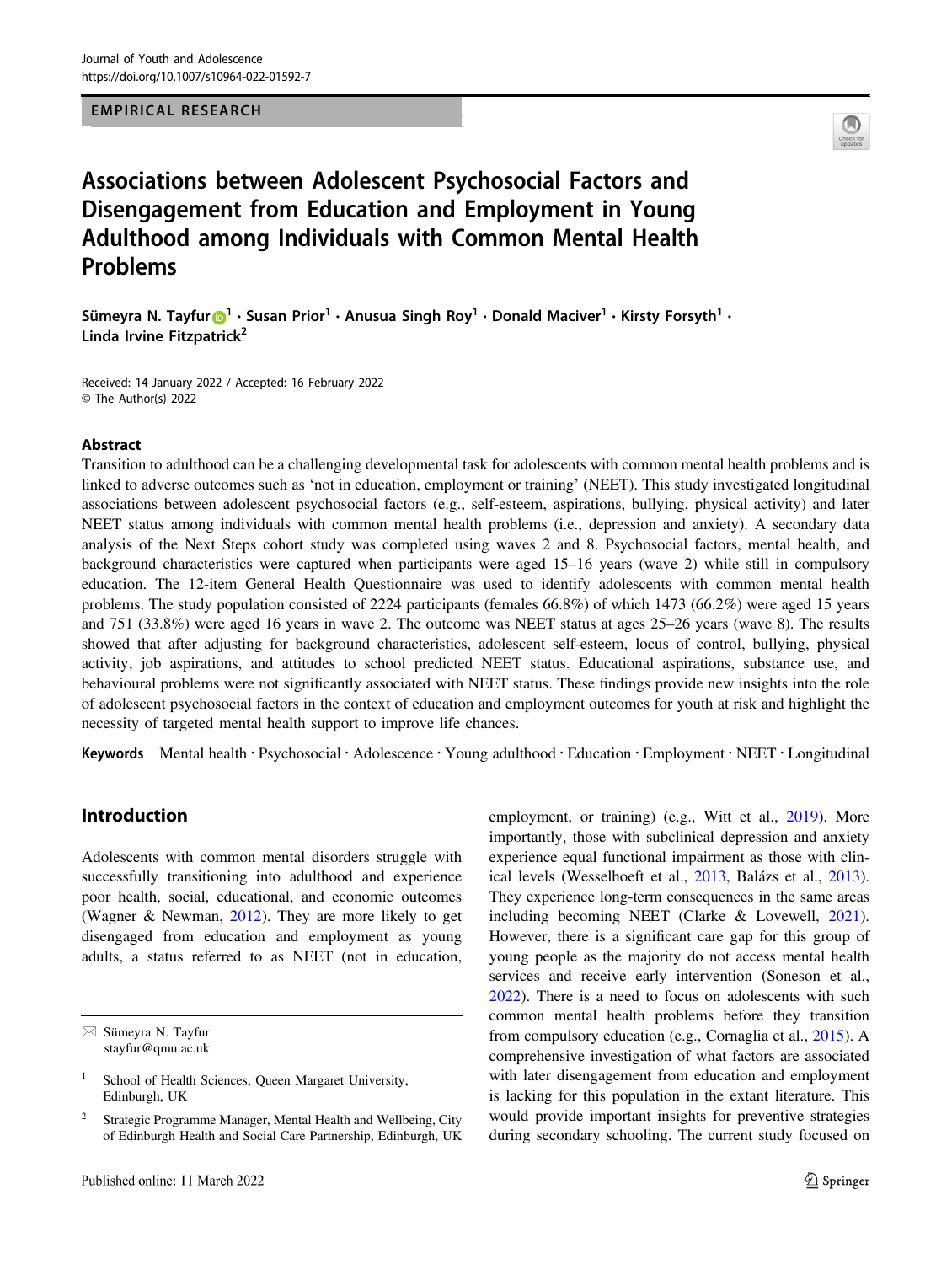EMPIRICAL RESEARCH

# Associations between Adolescent Psychosocial Factors and Disengagement from Education and Employment in Young Adulthood among Individuals with Common Mental Health Problems

Sümeyra N. Tayfur[1] · Susan Prior[1] · Anusua Singh Roy[1] · Donald Maciver[1] · Kirsty Forsyth[1] · Linda Irvine Fitzpatrick[2]

Received: 14 January 2022 / Accepted: 16 February 2022
© The Author(s) 2022

## Abstract

Transition to adulthood can be a challenging developmental task for adolescents with common mental health problems and is linked to adverse outcomes such as 'not in education, employment or training' (NEET). This study investigated longitudinal associations between adolescent psychosocial factors (e.g., self-esteem, aspirations, bullying, physical activity) and later NEET status among individuals with common mental health problems (i.e., depression and anxiety). A secondary data analysis of the Next Steps cohort study was completed using waves 2 and 8. Psychosocial factors, mental health, and background characteristics were captured when participants were aged 15–16 years (wave 2) while still in compulsory education. The 12-item General Health Questionnaire was used to identify adolescents with common mental health problems. The study population consisted of 2224 participants (females 66.8%) of which 1473 (66.2%) were aged 15 years and 751 (33.8%) were aged 16 years in wave 2. The outcome was NEET status at ages 25–26 years (wave 8). The results showed that after adjusting for background characteristics, adolescent self-esteem, locus of control, bullying, physical activity, job aspirations, and attitudes to school predicted NEET status. Educational aspirations, substance use, and behavioural problems were not significantly associated with NEET status. These findings provide new insights into the role of adolescent psychosocial factors in the context of education and employment outcomes for youth at risk and highlight the necessity of targeted mental health support to improve life chances.

**Keywords** Mental health · Psychosocial · Adolescence · Young adulthood · Education · Employment · NEET · Longitudinal

## Introduction

Adolescents with common mental disorders struggle with successfully transitioning into adulthood and experience poor health, social, educational, and economic outcomes (Wagner & Newman, 2012). They are more likely to get disengaged from education and employment as young adults, a status referred to as NEET (not in education, employment, or training) (e.g., Witt et al., 2019). More importantly, those with subclinical depression and anxiety experience equal functional impairment as those with clinical levels (Wesselhoeft et al., 2013, Balázs et al., 2013). They experience long-term consequences in the same areas including becoming NEET (Clarke & Lovewell, 2021). However, there is a significant care gap for this group of young people as the majority do not access mental health services and receive early intervention (Soneson et al., 2022). There is a need to focus on adolescents with such common mental health problems before they transition from compulsory education (e.g., Cornaglia et al., 2015). A comprehensive investigation of what factors are associated with later disengagement from education and employment is lacking for this population in the extant literature. This would provide important insights for preventive strategies during secondary schooling. The current study focused on

---

✉ Sümeyra N. Tayfur
stayfur@qmu.ac.uk

[1] School of Health Sciences, Queen Margaret University, Edinburgh, UK

[2] Strategic Programme Manager, Mental Health and Wellbeing, City of Edinburgh Health and Social Care Partnership, Edinburgh, UK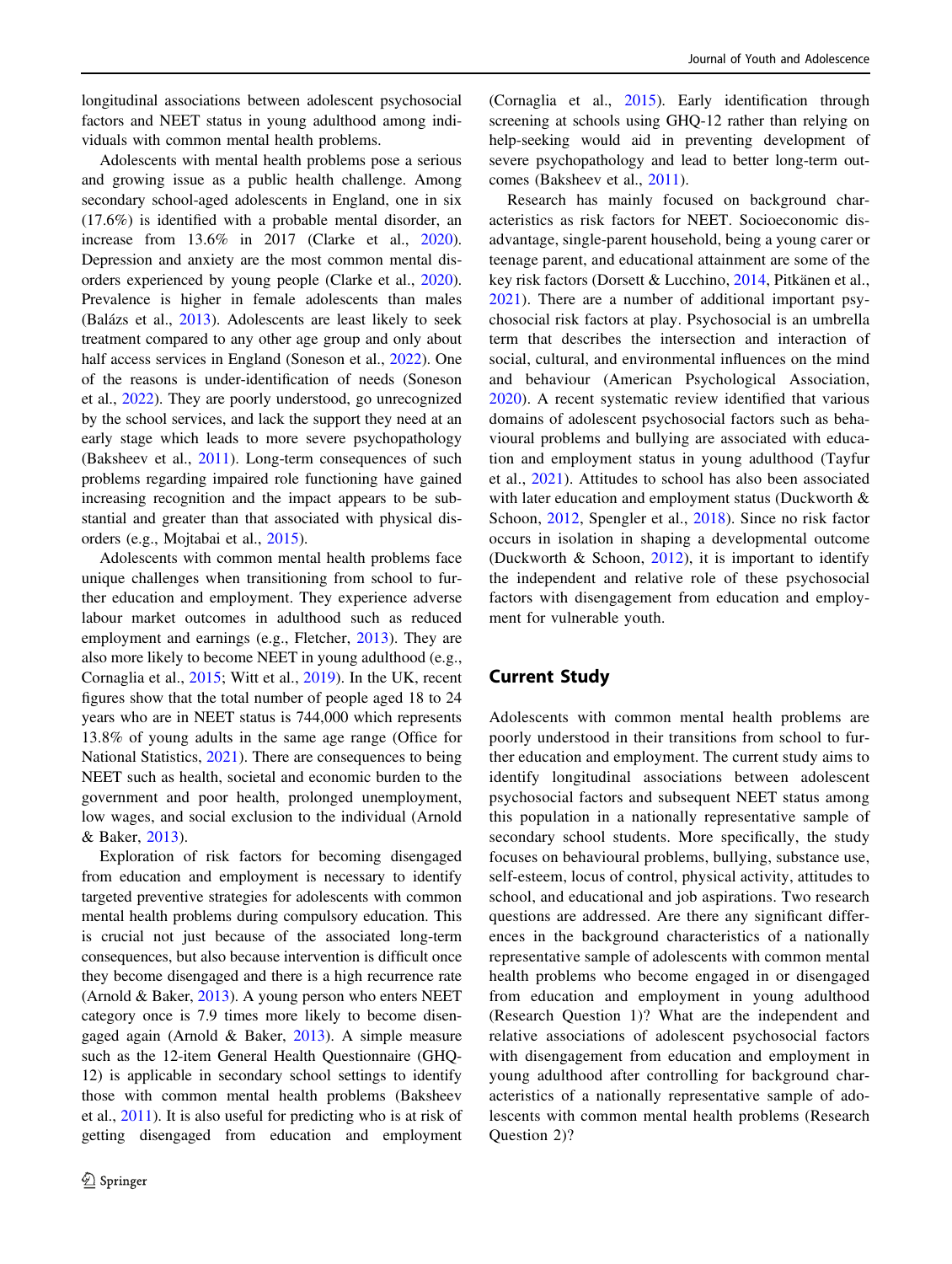longitudinal associations between adolescent psychosocial factors and NEET status in young adulthood among individuals with common mental health problems.

Adolescents with mental health problems pose a serious and growing issue as a public health challenge. Among secondary school-aged adolescents in England, one in six (17.6%) is identified with a probable mental disorder, an increase from 13.6% in 2017 (Clarke et al., 2020). Depression and anxiety are the most common mental disorders experienced by young people (Clarke et al., 2020). Prevalence is higher in female adolescents than males (Balázs et al., 2013). Adolescents are least likely to seek treatment compared to any other age group and only about half access services in England (Soneson et al., 2022). One of the reasons is under-identification of needs (Soneson et al., 2022). They are poorly understood, go unrecognized by the school services, and lack the support they need at an early stage which leads to more severe psychopathology (Baksheev et al., 2011). Long-term consequences of such problems regarding impaired role functioning have gained increasing recognition and the impact appears to be substantial and greater than that associated with physical disorders (e.g., Mojtabai et al., 2015).

Adolescents with common mental health problems face unique challenges when transitioning from school to further education and employment. They experience adverse labour market outcomes in adulthood such as reduced employment and earnings (e.g., Fletcher, 2013). They are also more likely to become NEET in young adulthood (e.g., Cornaglia et al., 2015; Witt et al., 2019). In the UK, recent figures show that the total number of people aged 18 to 24 years who are in NEET status is 744,000 which represents 13.8% of young adults in the same age range (Office for National Statistics, 2021). There are consequences to being NEET such as health, societal and economic burden to the government and poor health, prolonged unemployment, low wages, and social exclusion to the individual (Arnold & Baker, 2013).

Exploration of risk factors for becoming disengaged from education and employment is necessary to identify targeted preventive strategies for adolescents with common mental health problems during compulsory education. This is crucial not just because of the associated long-term consequences, but also because intervention is difficult once they become disengaged and there is a high recurrence rate (Arnold & Baker, 2013). A young person who enters NEET category once is 7.9 times more likely to become disengaged again (Arnold & Baker, 2013). A simple measure such as the 12-item General Health Questionnaire (GHQ-12) is applicable in secondary school settings to identify those with common mental health problems (Baksheev et al., 2011). It is also useful for predicting who is at risk of getting disengaged from education and employment (Cornaglia et al., 2015). Early identification through screening at schools using GHQ-12 rather than relying on help-seeking would aid in preventing development of severe psychopathology and lead to better long-term outcomes (Baksheev et al., 2011).

Research has mainly focused on background characteristics as risk factors for NEET. Socioeconomic disadvantage, single-parent household, being a young carer or teenage parent, and educational attainment are some of the key risk factors (Dorsett & Lucchino, 2014, Pitkänen et al., 2021). There are a number of additional important psychosocial risk factors at play. Psychosocial is an umbrella term that describes the intersection and interaction of social, cultural, and environmental influences on the mind and behaviour (American Psychological Association, 2020). A recent systematic review identified that various domains of adolescent psychosocial factors such as behavioural problems and bullying are associated with education and employment status in young adulthood (Tayfur et al., 2021). Attitudes to school has also been associated with later education and employment status (Duckworth & Schoon, 2012, Spengler et al., 2018). Since no risk factor occurs in isolation in shaping a developmental outcome (Duckworth & Schoon, 2012), it is important to identify the independent and relative role of these psychosocial factors with disengagement from education and employment for vulnerable youth.

## Current Study

Adolescents with common mental health problems are poorly understood in their transitions from school to further education and employment. The current study aims to identify longitudinal associations between adolescent psychosocial factors and subsequent NEET status among this population in a nationally representative sample of secondary school students. More specifically, the study focuses on behavioural problems, bullying, substance use, self-esteem, locus of control, physical activity, attitudes to school, and educational and job aspirations. Two research questions are addressed. Are there any significant differences in the background characteristics of a nationally representative sample of adolescents with common mental health problems who become engaged in or disengaged from education and employment in young adulthood (Research Question 1)? What are the independent and relative associations of adolescent psychosocial factors with disengagement from education and employment in young adulthood after controlling for background characteristics of a nationally representative sample of adolescents with common mental health problems (Research Question 2)?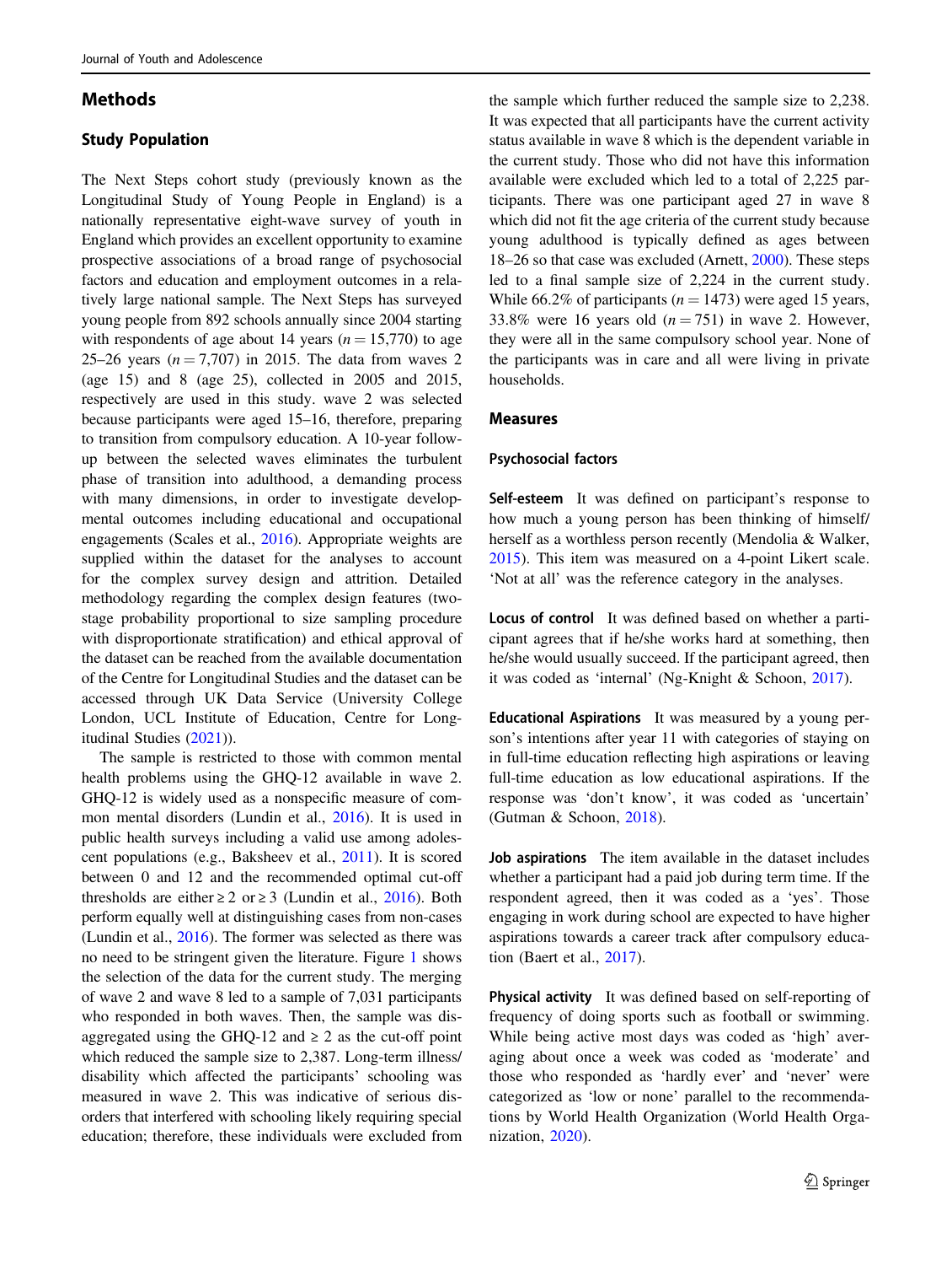## Methods

### Study Population

The Next Steps cohort study (previously known as the Longitudinal Study of Young People in England) is a nationally representative eight-wave survey of youth in England which provides an excellent opportunity to examine prospective associations of a broad range of psychosocial factors and education and employment outcomes in a relatively large national sample. The Next Steps has surveyed young people from 892 schools annually since 2004 starting with respondents of age about 14 years ($n = 15{,}770$) to age 25–26 years ($n = 7{,}707$) in 2015. The data from waves 2 (age 15) and 8 (age 25), collected in 2005 and 2015, respectively are used in this study. wave 2 was selected because participants were aged 15–16, therefore, preparing to transition from compulsory education. A 10-year follow-up between the selected waves eliminates the turbulent phase of transition into adulthood, a demanding process with many dimensions, in order to investigate developmental outcomes including educational and occupational engagements (Scales et al., 2016). Appropriate weights are supplied within the dataset for the analyses to account for the complex survey design and attrition. Detailed methodology regarding the complex design features (two-stage probability proportional to size sampling procedure with disproportionate stratification) and ethical approval of the dataset can be reached from the available documentation of the Centre for Longitudinal Studies and the dataset can be accessed through UK Data Service (University College London, UCL Institute of Education, Centre for Longitudinal Studies (2021)).

The sample is restricted to those with common mental health problems using the GHQ-12 available in wave 2. GHQ-12 is widely used as a nonspecific measure of common mental disorders (Lundin et al., 2016). It is used in public health surveys including a valid use among adolescent populations (e.g., Baksheev et al., 2011). It is scored between 0 and 12 and the recommended optimal cut-off thresholds are either $\geq 2$ or $\geq 3$ (Lundin et al., 2016). Both perform equally well at distinguishing cases from non-cases (Lundin et al., 2016). The former was selected as there was no need to be stringent given the literature. Figure 1 shows the selection of the data for the current study. The merging of wave 2 and wave 8 led to a sample of 7,031 participants who responded in both waves. Then, the sample was disaggregated using the GHQ-12 and $\geq 2$ as the cut-off point which reduced the sample size to 2,387. Long-term illness/disability which affected the participants' schooling was measured in wave 2. This was indicative of serious disorders that interfered with schooling likely requiring special education; therefore, these individuals were excluded from the sample which further reduced the sample size to 2,238. It was expected that all participants have the current activity status available in wave 8 which is the dependent variable in the current study. Those who did not have this information available were excluded which led to a total of 2,225 participants. There was one participant aged 27 in wave 8 which did not fit the age criteria of the current study because young adulthood is typically defined as ages between 18–26 so that case was excluded (Arnett, 2000). These steps led to a final sample size of 2,224 in the current study. While 66.2% of participants ($n = 1473$) were aged 15 years, 33.8% were 16 years old ($n = 751$) in wave 2. However, they were all in the same compulsory school year. None of the participants was in care and all were living in private households.

### Measures

#### Psychosocial factors

**Self-esteem** It was defined on participant's response to how much a young person has been thinking of himself/herself as a worthless person recently (Mendolia & Walker, 2015). This item was measured on a 4-point Likert scale. 'Not at all' was the reference category in the analyses.

**Locus of control** It was defined based on whether a participant agrees that if he/she works hard at something, then he/she would usually succeed. If the participant agreed, then it was coded as 'internal' (Ng-Knight & Schoon, 2017).

**Educational Aspirations** It was measured by a young person's intentions after year 11 with categories of staying on in full-time education reflecting high aspirations or leaving full-time education as low educational aspirations. If the response was 'don't know', it was coded as 'uncertain' (Gutman & Schoon, 2018).

**Job aspirations** The item available in the dataset includes whether a participant had a paid job during term time. If the respondent agreed, then it was coded as a 'yes'. Those engaging in work during school are expected to have higher aspirations towards a career track after compulsory education (Baert et al., 2017).

**Physical activity** It was defined based on self-reporting of frequency of doing sports such as football or swimming. While being active most days was coded as 'high' averaging about once a week was coded as 'moderate' and those who responded as 'hardly ever' and 'never' were categorized as 'low or none' parallel to the recommendations by World Health Organization (World Health Organization, 2020).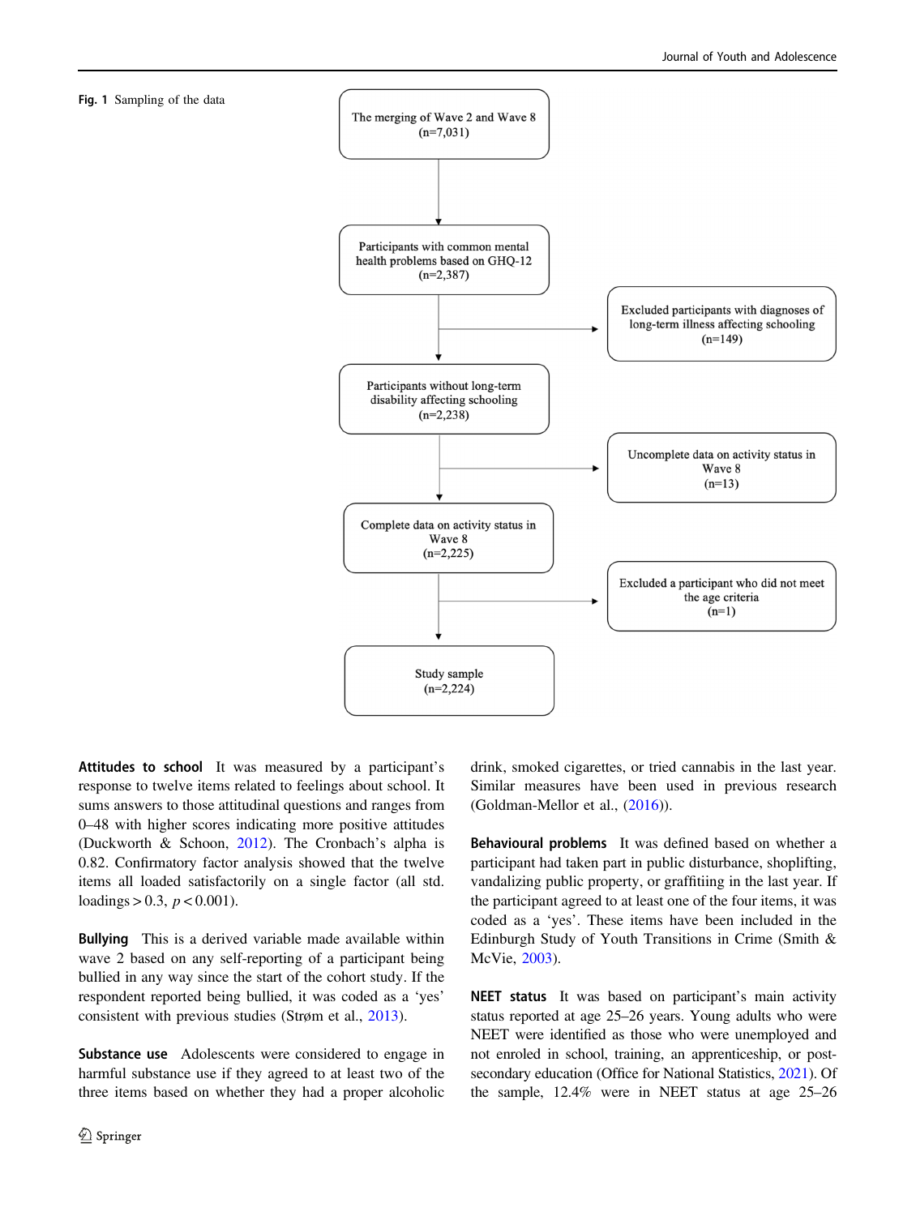**Fig. 1** Sampling of the data

The merging of Wave 2 and Wave 8 (n=7,031)

→ Participants with common mental health problems based on GHQ-12 (n=2,387)

→ Excluded participants with diagnoses of long-term illness affecting schooling (n=149)

→ Participants without long-term disability affecting schooling (n=2,238)

→ Uncomplete data on activity status in Wave 8 (n=13)

→ Complete data on activity status in Wave 8 (n=2,225)

→ Excluded a participant who did not meet the age criteria (n=1)

→ Study sample (n=2,224)

**Attitudes to school** It was measured by a participant's response to twelve items related to feelings about school. It sums answers to those attitudinal questions and ranges from 0–48 with higher scores indicating more positive attitudes (Duckworth & Schoon, 2012). The Cronbach's alpha is 0.82. Confirmatory factor analysis showed that the twelve items all loaded satisfactorily on a single factor (all std. loadings > 0.3, $p < 0.001$).

**Bullying** This is a derived variable made available within wave 2 based on any self-reporting of a participant being bullied in any way since the start of the cohort study. If the respondent reported being bullied, it was coded as a 'yes' consistent with previous studies (Strøm et al., 2013).

**Substance use** Adolescents were considered to engage in harmful substance use if they agreed to at least two of the three items based on whether they had a proper alcoholic drink, smoked cigarettes, or tried cannabis in the last year. Similar measures have been used in previous research (Goldman-Mellor et al., (2016)).

**Behavioural problems** It was defined based on whether a participant had taken part in public disturbance, shoplifting, vandalizing public property, or graffitiing in the last year. If the participant agreed to at least one of the four items, it was coded as a 'yes'. These items have been included in the Edinburgh Study of Youth Transitions in Crime (Smith & McVie, 2003).

**NEET status** It was based on participant's main activity status reported at age 25–26 years. Young adults who were NEET were identified as those who were unemployed and not enroled in school, training, an apprenticeship, or post-secondary education (Office for National Statistics, 2021). Of the sample, 12.4% were in NEET status at age 25–26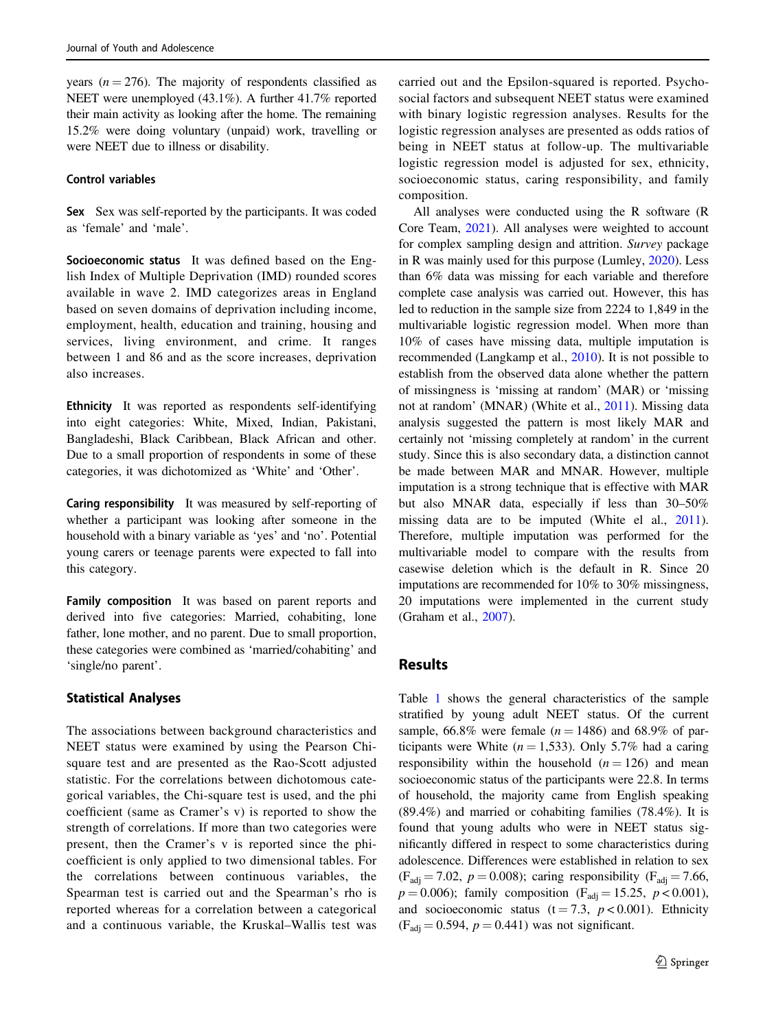years ($n = 276$). The majority of respondents classified as NEET were unemployed (43.1%). A further 41.7% reported their main activity as looking after the home. The remaining 15.2% were doing voluntary (unpaid) work, travelling or were NEET due to illness or disability.

### Control variables

**Sex** Sex was self-reported by the participants. It was coded as 'female' and 'male'.

**Socioeconomic status** It was defined based on the English Index of Multiple Deprivation (IMD) rounded scores available in wave 2. IMD categorizes areas in England based on seven domains of deprivation including income, employment, health, education and training, housing and services, living environment, and crime. It ranges between 1 and 86 and as the score increases, deprivation also increases.

**Ethnicity** It was reported as respondents self-identifying into eight categories: White, Mixed, Indian, Pakistani, Bangladeshi, Black Caribbean, Black African and other. Due to a small proportion of respondents in some of these categories, it was dichotomized as 'White' and 'Other'.

**Caring responsibility** It was measured by self-reporting of whether a participant was looking after someone in the household with a binary variable as 'yes' and 'no'. Potential young carers or teenage parents were expected to fall into this category.

**Family composition** It was based on parent reports and derived into five categories: Married, cohabiting, lone father, lone mother, and no parent. Due to small proportion, these categories were combined as 'married/cohabiting' and 'single/no parent'.

### Statistical Analyses

The associations between background characteristics and NEET status were examined by using the Pearson Chi-square test and are presented as the Rao-Scott adjusted statistic. For the correlations between dichotomous categorical variables, the Chi-square test is used, and the phi coefficient (same as Cramer's v) is reported to show the strength of correlations. If more than two categories were present, then the Cramer's v is reported since the phi-coefficient is only applied to two dimensional tables. For the correlations between continuous variables, the Spearman test is carried out and the Spearman's rho is reported whereas for a correlation between a categorical and a continuous variable, the Kruskal–Wallis test was carried out and the Epsilon-squared is reported. Psychosocial factors and subsequent NEET status were examined with binary logistic regression analyses. Results for the logistic regression analyses are presented as odds ratios of being in NEET status at follow-up. The multivariable logistic regression model is adjusted for sex, ethnicity, socioeconomic status, caring responsibility, and family composition.

All analyses were conducted using the R software (R Core Team, 2021). All analyses were weighted to account for complex sampling design and attrition. *Survey* package in R was mainly used for this purpose (Lumley, 2020). Less than 6% data was missing for each variable and therefore complete case analysis was carried out. However, this has led to reduction in the sample size from 2224 to 1,849 in the multivariable logistic regression model. When more than 10% of cases have missing data, multiple imputation is recommended (Langkamp et al., 2010). It is not possible to establish from the observed data alone whether the pattern of missingness is 'missing at random' (MAR) or 'missing not at random' (MNAR) (White et al., 2011). Missing data analysis suggested the pattern is most likely MAR and certainly not 'missing completely at random' in the current study. Since this is also secondary data, a distinction cannot be made between MAR and MNAR. However, multiple imputation is a strong technique that is effective with MAR but also MNAR data, especially if less than 30–50% missing data are to be imputed (White el al., 2011). Therefore, multiple imputation was performed for the multivariable model to compare with the results from casewise deletion which is the default in R. Since 20 imputations are recommended for 10% to 30% missingness, 20 imputations were implemented in the current study (Graham et al., 2007).

## Results

Table 1 shows the general characteristics of the sample stratified by young adult NEET status. Of the current sample, 66.8% were female ($n = 1486$) and 68.9% of participants were White ($n = 1,533$). Only 5.7% had a caring responsibility within the household ($n = 126$) and mean socioeconomic status of the participants were 22.8. In terms of household, the majority came from English speaking (89.4%) and married or cohabiting families (78.4%). It is found that young adults who were in NEET status significantly differed in respect to some characteristics during adolescence. Differences were established in relation to sex ($F_{adj} = 7.02$, $p = 0.008$); caring responsibility ($F_{adj} = 7.66$, $p = 0.006$); family composition ($F_{adj} = 15.25$, $p < 0.001$), and socioeconomic status ($t = 7.3$, $p < 0.001$). Ethnicity ($F_{adj} = 0.594$, $p = 0.441$) was not significant.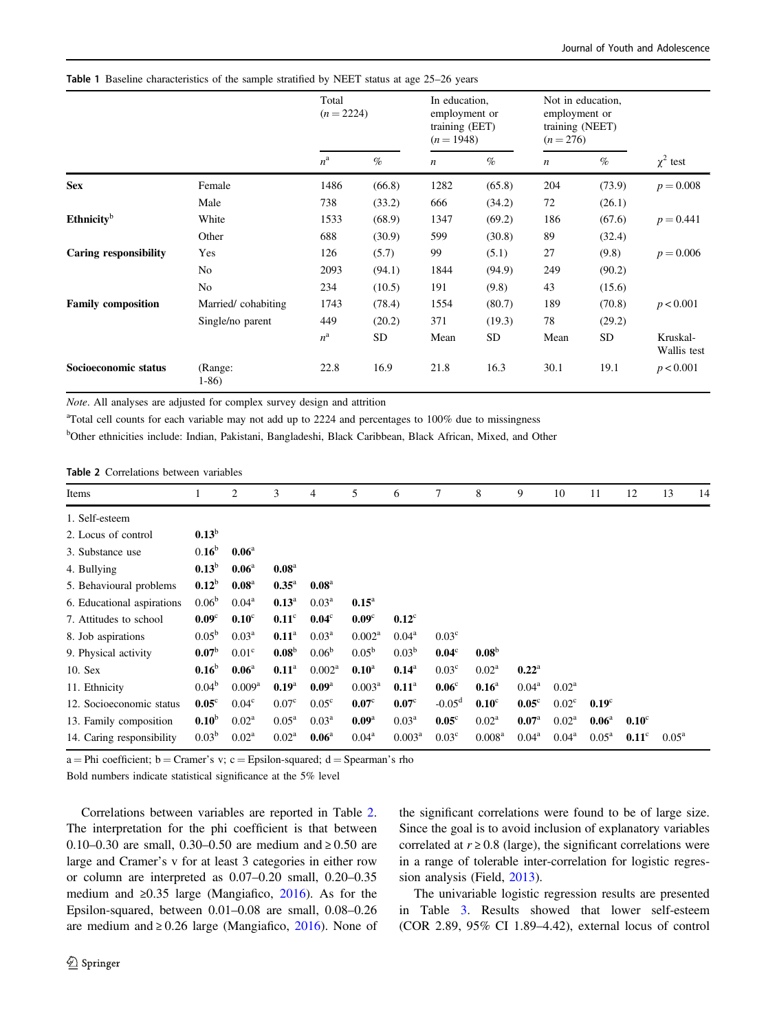**Table 1** Baseline characteristics of the sample stratified by NEET status at age 25–26 years

| | | Total ($n = 2224$) | | In education, employment or training (EET) ($n = 1948$) | | Not in education, employment or training (NEET) ($n = 276$) | | |
|---|---|---|---|---|---|---|---|---|
| | | $n^a$ | % | $n$ | % | $n$ | % | $\chi^2$ test |
| **Sex** | Female | 1486 | (66.8) | 1282 | (65.8) | 204 | (73.9) | $p = 0.008$ |
| | Male | 738 | (33.2) | 666 | (34.2) | 72 | (26.1) | |
| **Ethnicity**[b] | White | 1533 | (68.9) | 1347 | (69.2) | 186 | (67.6) | $p = 0.441$ |
| | Other | 688 | (30.9) | 599 | (30.8) | 89 | (32.4) | |
| **Caring responsibility** | Yes | 126 | (5.7) | 99 | (5.1) | 27 | (9.8) | $p = 0.006$ |
| | No | 2093 | (94.1) | 1844 | (94.9) | 249 | (90.2) | |
| | No | 234 | (10.5) | 191 | (9.8) | 43 | (15.6) | |
| **Family composition** | Married/ cohabiting | 1743 | (78.4) | 1554 | (80.7) | 189 | (70.8) | $p < 0.001$ |
| | Single/no parent | 449 | (20.2) | 371 | (19.3) | 78 | (29.2) | |
| | | $n^a$ | SD | Mean | SD | Mean | SD | Kruskal-Wallis test |
| **Socioeconomic status** | (Range: 1-86) | 22.8 | 16.9 | 21.8 | 16.3 | 30.1 | 19.1 | $p < 0.001$ |

*Note*. All analyses are adjusted for complex survey design and attrition

[a]Total cell counts for each variable may not add up to 2224 and percentages to 100% due to missingness

[b]Other ethnicities include: Indian, Pakistani, Bangladeshi, Black Caribbean, Black African, Mixed, and Other

**Table 2** Correlations between variables

| Items | 1 | 2 | 3 | 4 | 5 | 6 | 7 | 8 | 9 | 10 | 11 | 12 | 13 | 14 |
|---|---|---|---|---|---|---|---|---|---|---|---|---|---|---|
| 1. Self-esteem | | | | | | | | | | | | | | |
| 2. Locus of control | **0.13**[b] | | | | | | | | | | | | | |
| 3. Substance use | 0.16[b] | **0.06**[a] | | | | | | | | | | | | |
| 4. Bullying | **0.13**[b] | **0.06**[a] | **0.08**[a] | | | | | | | | | | | |
| 5. Behavioural problems | **0.12**[b] | **0.08**[a] | **0.35**[a] | **0.08**[a] | | | | | | | | | | |
| 6. Educational aspirations | 0.06[b] | 0.04[a] | **0.13**[a] | 0.03[a] | **0.15**[a] | | | | | | | | | |
| 7. Attitudes to school | **0.09**[c] | **0.10**[c] | **0.11**[c] | **0.04**[c] | **0.09**[c] | **0.12**[c] | | | | | | | | |
| 8. Job aspirations | 0.05[b] | 0.03[a] | **0.11**[a] | 0.03[a] | 0.002[a] | 0.04[a] | 0.03[c] | | | | | | | |
| 9. Physical activity | **0.07**[b] | 0.01[c] | **0.08**[b] | 0.06[b] | 0.05[b] | 0.03[b] | **0.04**[c] | **0.08**[b] | | | | | | |
| 10. Sex | **0.16**[b] | **0.06**[a] | **0.11**[a] | 0.002[a] | **0.10**[a] | **0.14**[a] | 0.03[c] | 0.02[a] | **0.22**[a] | | | | | |
| 11. Ethnicity | 0.04[b] | 0.009[a] | **0.19**[a] | **0.09**[a] | 0.003[a] | **0.11**[a] | **0.06**[c] | **0.16**[a] | 0.04[a] | 0.02[a] | | | | |
| 12. Socioeconomic status | **0.05**[c] | 0.04[c] | 0.07[c] | 0.05[c] | **0.07**[c] | **0.07**[c] | -0.05[d] | **0.10**[c] | **0.05**[c] | 0.02[c] | **0.19**[c] | | | |
| 13. Family composition | **0.10**[b] | 0.02[a] | 0.05[a] | 0.03[a] | **0.09**[a] | 0.03[a] | **0.05**[c] | 0.02[a] | **0.07**[a] | 0.02[a] | **0.06**[a] | **0.10**[c] | | |
| 14. Caring responsibility | 0.03[b] | 0.02[a] | 0.02[a] | **0.06**[a] | 0.04[a] | 0.003[a] | 0.03[c] | 0.008[a] | 0.04[a] | 0.04[a] | 0.05[a] | **0.11**[c] | 0.05[a] | |

a = Phi coefficient; b = Cramer's v; c = Epsilon-squared; d = Spearman's rho

Bold numbers indicate statistical significance at the 5% level

Correlations between variables are reported in Table 2. The interpretation for the phi coefficient is that between 0.10–0.30 are small, 0.30–0.50 are medium and ≥ 0.50 are large and Cramer's v for at least 3 categories in either row or column are interpreted as 0.07–0.20 small, 0.20–0.35 medium and ≥0.35 large (Mangiafico, 2016). As for the Epsilon-squared, between 0.01–0.08 are small, 0.08–0.26 are medium and ≥ 0.26 large (Mangiafico, 2016). None of the significant correlations were found to be of large size. Since the goal is to avoid inclusion of explanatory variables correlated at $r \geq 0.8$ (large), the significant correlations were in a range of tolerable inter-correlation for logistic regression analysis (Field, 2013).

The univariable logistic regression results are presented in Table 3. Results showed that lower self-esteem (COR 2.89, 95% CI 1.89–4.42), external locus of control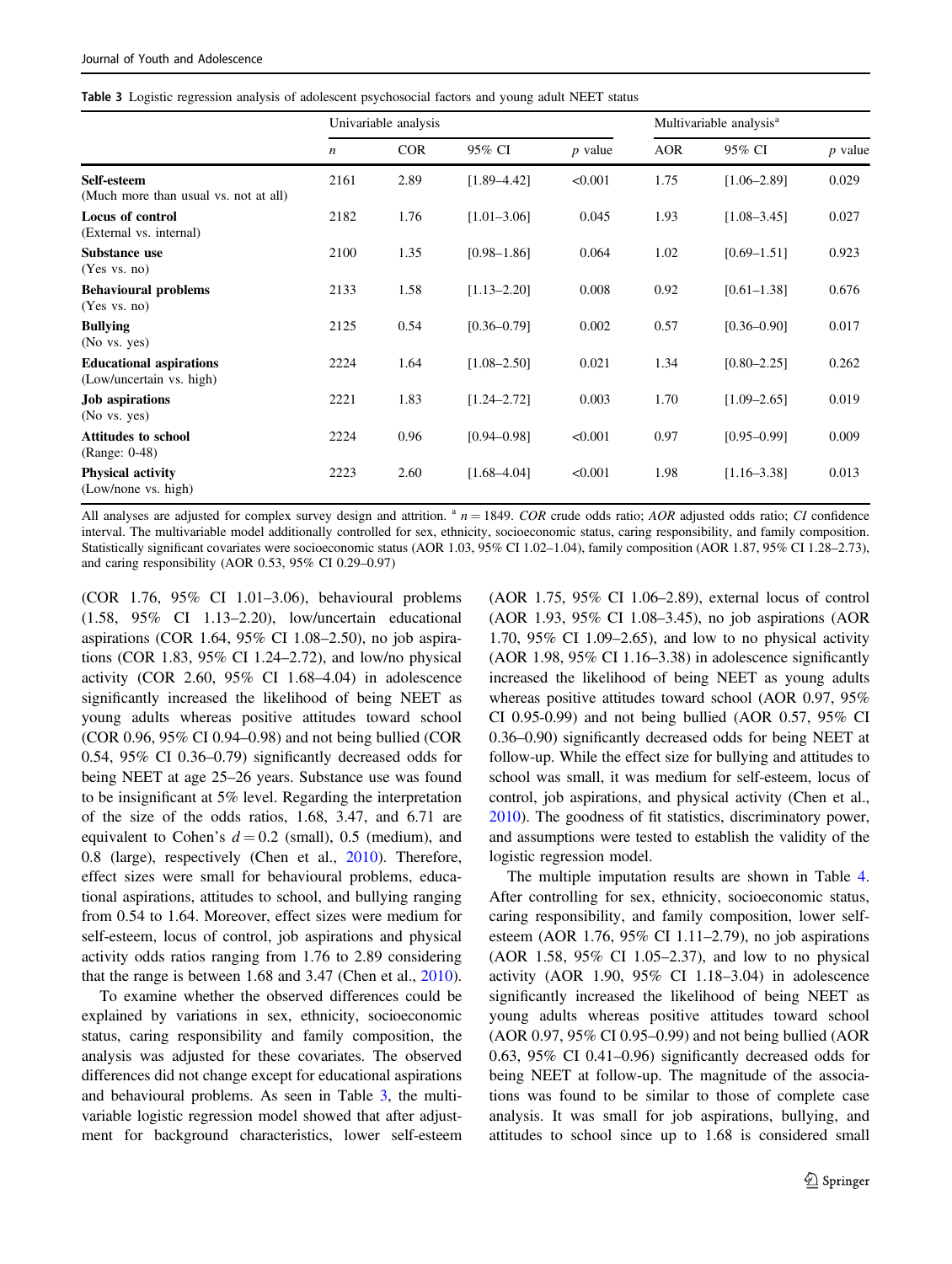Table 3 Logistic regression analysis of adolescent psychosocial factors and young adult NEET status

| | Univariable analysis | | | | Multivariable analysis[a] | | |
|---|---|---|---|---|---|---|---|
| | *n* | COR | 95% CI | *p* value | AOR | 95% CI | *p* value |
| **Self-esteem** (Much more than usual vs. not at all) | 2161 | 2.89 | [1.89–4.42] | <0.001 | 1.75 | [1.06–2.89] | 0.029 |
| **Locus of control** (External vs. internal) | 2182 | 1.76 | [1.01–3.06] | 0.045 | 1.93 | [1.08–3.45] | 0.027 |
| **Substance use** (Yes vs. no) | 2100 | 1.35 | [0.98–1.86] | 0.064 | 1.02 | [0.69–1.51] | 0.923 |
| **Behavioural problems** (Yes vs. no) | 2133 | 1.58 | [1.13–2.20] | 0.008 | 0.92 | [0.61–1.38] | 0.676 |
| **Bullying** (No vs. yes) | 2125 | 0.54 | [0.36–0.79] | 0.002 | 0.57 | [0.36–0.90] | 0.017 |
| **Educational aspirations** (Low/uncertain vs. high) | 2224 | 1.64 | [1.08–2.50] | 0.021 | 1.34 | [0.80–2.25] | 0.262 |
| **Job aspirations** (No vs. yes) | 2221 | 1.83 | [1.24–2.72] | 0.003 | 1.70 | [1.09–2.65] | 0.019 |
| **Attitudes to school** (Range: 0-48) | 2224 | 0.96 | [0.94–0.98] | <0.001 | 0.97 | [0.95–0.99] | 0.009 |
| **Physical activity** (Low/none vs. high) | 2223 | 2.60 | [1.68–4.04] | <0.001 | 1.98 | [1.16–3.38] | 0.013 |

All analyses are adjusted for complex survey design and attrition. [a] $n = 1849$. *COR* crude odds ratio; *AOR* adjusted odds ratio; *CI* confidence interval. The multivariable model additionally controlled for sex, ethnicity, socioeconomic status, caring responsibility, and family composition. Statistically significant covariates were socioeconomic status (AOR 1.03, 95% CI 1.02–1.04), family composition (AOR 1.87, 95% CI 1.28–2.73), and caring responsibility (AOR 0.53, 95% CI 0.29–0.97)

(COR 1.76, 95% CI 1.01–3.06), behavioural problems (1.58, 95% CI 1.13–2.20), low/uncertain educational aspirations (COR 1.64, 95% CI 1.08–2.50), no job aspirations (COR 1.83, 95% CI 1.24–2.72), and low/no physical activity (COR 2.60, 95% CI 1.68–4.04) in adolescence significantly increased the likelihood of being NEET as young adults whereas positive attitudes toward school (COR 0.96, 95% CI 0.94–0.98) and not being bullied (COR 0.54, 95% CI 0.36–0.79) significantly decreased odds for being NEET at age 25–26 years. Substance use was found to be insignificant at 5% level. Regarding the interpretation of the size of the odds ratios, 1.68, 3.47, and 6.71 are equivalent to Cohen's $d = 0.2$ (small), 0.5 (medium), and 0.8 (large), respectively (Chen et al., 2010). Therefore, effect sizes were small for behavioural problems, educational aspirations, attitudes to school, and bullying ranging from 0.54 to 1.64. Moreover, effect sizes were medium for self-esteem, locus of control, job aspirations and physical activity odds ratios ranging from 1.76 to 2.89 considering that the range is between 1.68 and 3.47 (Chen et al., 2010).

To examine whether the observed differences could be explained by variations in sex, ethnicity, socioeconomic status, caring responsibility and family composition, the analysis was adjusted for these covariates. The observed differences did not change except for educational aspirations and behavioural problems. As seen in Table 3, the multivariable logistic regression model showed that after adjustment for background characteristics, lower self-esteem (AOR 1.75, 95% CI 1.06–2.89), external locus of control (AOR 1.93, 95% CI 1.08–3.45), no job aspirations (AOR 1.70, 95% CI 1.09–2.65), and low to no physical activity (AOR 1.98, 95% CI 1.16–3.38) in adolescence significantly increased the likelihood of being NEET as young adults whereas positive attitudes toward school (AOR 0.97, 95% CI 0.95-0.99) and not being bullied (AOR 0.57, 95% CI 0.36–0.90) significantly decreased odds for being NEET at follow-up. While the effect size for bullying and attitudes to school was small, it was medium for self-esteem, locus of control, job aspirations, and physical activity (Chen et al., 2010). The goodness of fit statistics, discriminatory power, and assumptions were tested to establish the validity of the logistic regression model.

The multiple imputation results are shown in Table 4. After controlling for sex, ethnicity, socioeconomic status, caring responsibility, and family composition, lower self-esteem (AOR 1.76, 95% CI 1.11–2.79), no job aspirations (AOR 1.58, 95% CI 1.05–2.37), and low to no physical activity (AOR 1.90, 95% CI 1.18–3.04) in adolescence significantly increased the likelihood of being NEET as young adults whereas positive attitudes toward school (AOR 0.97, 95% CI 0.95–0.99) and not being bullied (AOR 0.63, 95% CI 0.41–0.96) significantly decreased odds for being NEET at follow-up. The magnitude of the associations was found to be similar to those of complete case analysis. It was small for job aspirations, bullying, and attitudes to school since up to 1.68 is considered small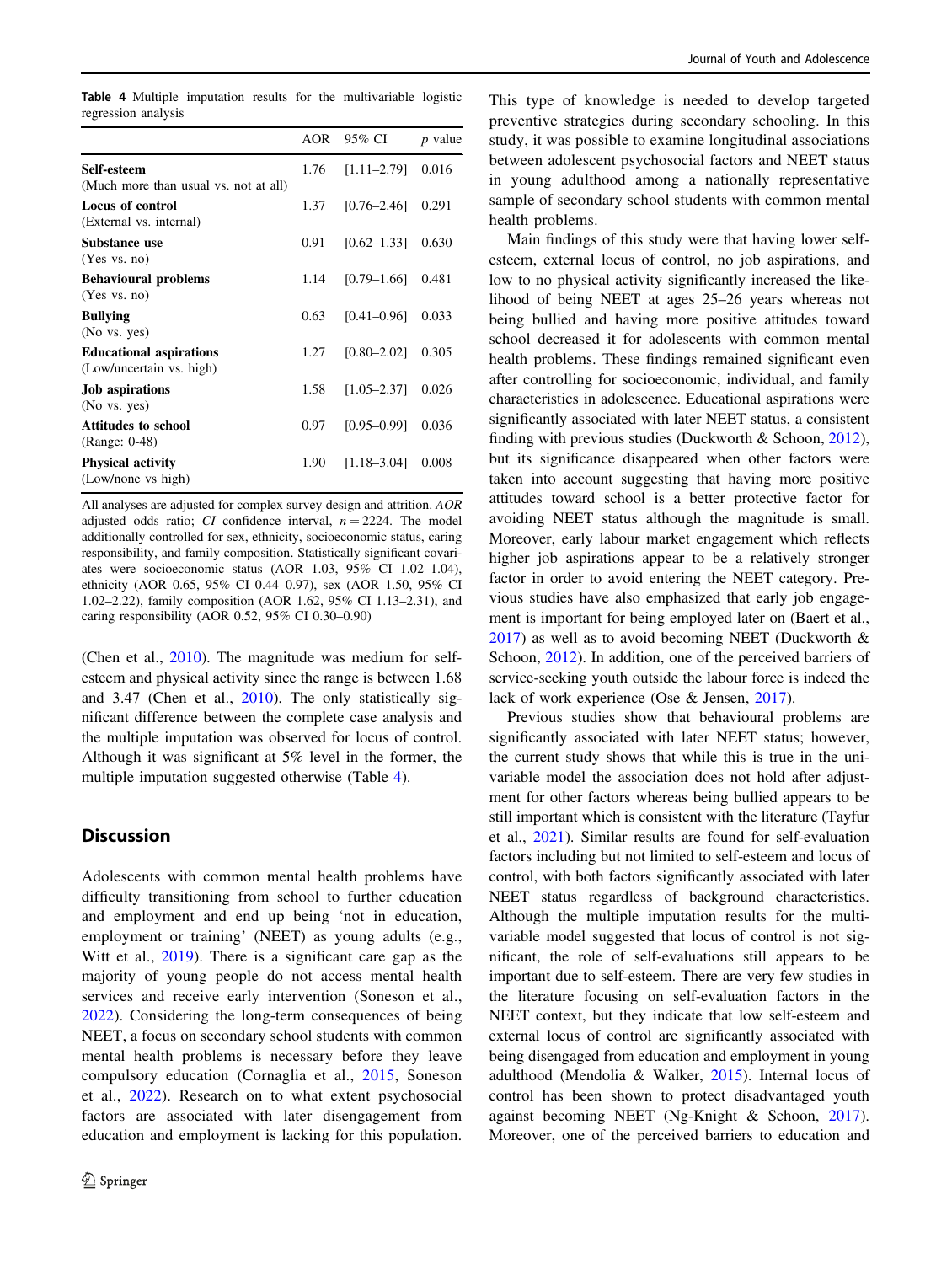Table 4 Multiple imputation results for the multivariable logistic regression analysis

| | AOR | 95% CI | p value |
|---|---|---|---|
| **Self-esteem** (Much more than usual vs. not at all) | 1.76 | [1.11–2.79] | 0.016 |
| **Locus of control** (External vs. internal) | 1.37 | [0.76–2.46] | 0.291 |
| **Substance use** (Yes vs. no) | 0.91 | [0.62–1.33] | 0.630 |
| **Behavioural problems** (Yes vs. no) | 1.14 | [0.79–1.66] | 0.481 |
| **Bullying** (No vs. yes) | 0.63 | [0.41–0.96] | 0.033 |
| **Educational aspirations** (Low/uncertain vs. high) | 1.27 | [0.80–2.02] | 0.305 |
| **Job aspirations** (No vs. yes) | 1.58 | [1.05–2.37] | 0.026 |
| **Attitudes to school** (Range: 0-48) | 0.97 | [0.95–0.99] | 0.036 |
| **Physical activity** (Low/none vs high) | 1.90 | [1.18–3.04] | 0.008 |

All analyses are adjusted for complex survey design and attrition. *AOR* adjusted odds ratio; *CI* confidence interval, $n = 2224$. The model additionally controlled for sex, ethnicity, socioeconomic status, caring responsibility, and family composition. Statistically significant covariates were socioeconomic status (AOR 1.03, 95% CI 1.02–1.04), ethnicity (AOR 0.65, 95% CI 0.44–0.97), sex (AOR 1.50, 95% CI 1.02–2.22), family composition (AOR 1.62, 95% CI 1.13–2.31), and caring responsibility (AOR 0.52, 95% CI 0.30–0.90)

(Chen et al., 2010). The magnitude was medium for self-esteem and physical activity since the range is between 1.68 and 3.47 (Chen et al., 2010). The only statistically significant difference between the complete case analysis and the multiple imputation was observed for locus of control. Although it was significant at 5% level in the former, the multiple imputation suggested otherwise (Table 4).

## Discussion

Adolescents with common mental health problems have difficulty transitioning from school to further education and employment and end up being 'not in education, employment or training' (NEET) as young adults (e.g., Witt et al., 2019). There is a significant care gap as the majority of young people do not access mental health services and receive early intervention (Soneson et al., 2022). Considering the long-term consequences of being NEET, a focus on secondary school students with common mental health problems is necessary before they leave compulsory education (Cornaglia et al., 2015, Soneson et al., 2022). Research on to what extent psychosocial factors are associated with later disengagement from education and employment is lacking for this population. This type of knowledge is needed to develop targeted preventive strategies during secondary schooling. In this study, it was possible to examine longitudinal associations between adolescent psychosocial factors and NEET status in young adulthood among a nationally representative sample of secondary school students with common mental health problems.

Main findings of this study were that having lower self-esteem, external locus of control, no job aspirations, and low to no physical activity significantly increased the likelihood of being NEET at ages 25–26 years whereas not being bullied and having more positive attitudes toward school decreased it for adolescents with common mental health problems. These findings remained significant even after controlling for socioeconomic, individual, and family characteristics in adolescence. Educational aspirations were significantly associated with later NEET status, a consistent finding with previous studies (Duckworth & Schoon, 2012), but its significance disappeared when other factors were taken into account suggesting that having more positive attitudes toward school is a better protective factor for avoiding NEET status although the magnitude is small. Moreover, early labour market engagement which reflects higher job aspirations appear to be a relatively stronger factor in order to avoid entering the NEET category. Previous studies have also emphasized that early job engagement is important for being employed later on (Baert et al., 2017) as well as to avoid becoming NEET (Duckworth & Schoon, 2012). In addition, one of the perceived barriers of service-seeking youth outside the labour force is indeed the lack of work experience (Ose & Jensen, 2017).

Previous studies show that behavioural problems are significantly associated with later NEET status; however, the current study shows that while this is true in the univariable model the association does not hold after adjustment for other factors whereas being bullied appears to be still important which is consistent with the literature (Tayfur et al., 2021). Similar results are found for self-evaluation factors including but not limited to self-esteem and locus of control, with both factors significantly associated with later NEET status regardless of background characteristics. Although the multiple imputation results for the multivariable model suggested that locus of control is not significant, the role of self-evaluations still appears to be important due to self-esteem. There are very few studies in the literature focusing on self-evaluation factors in the NEET context, but they indicate that low self-esteem and external locus of control are significantly associated with being disengaged from education and employment in young adulthood (Mendolia & Walker, 2015). Internal locus of control has been shown to protect disadvantaged youth against becoming NEET (Ng-Knight & Schoon, 2017). Moreover, one of the perceived barriers to education and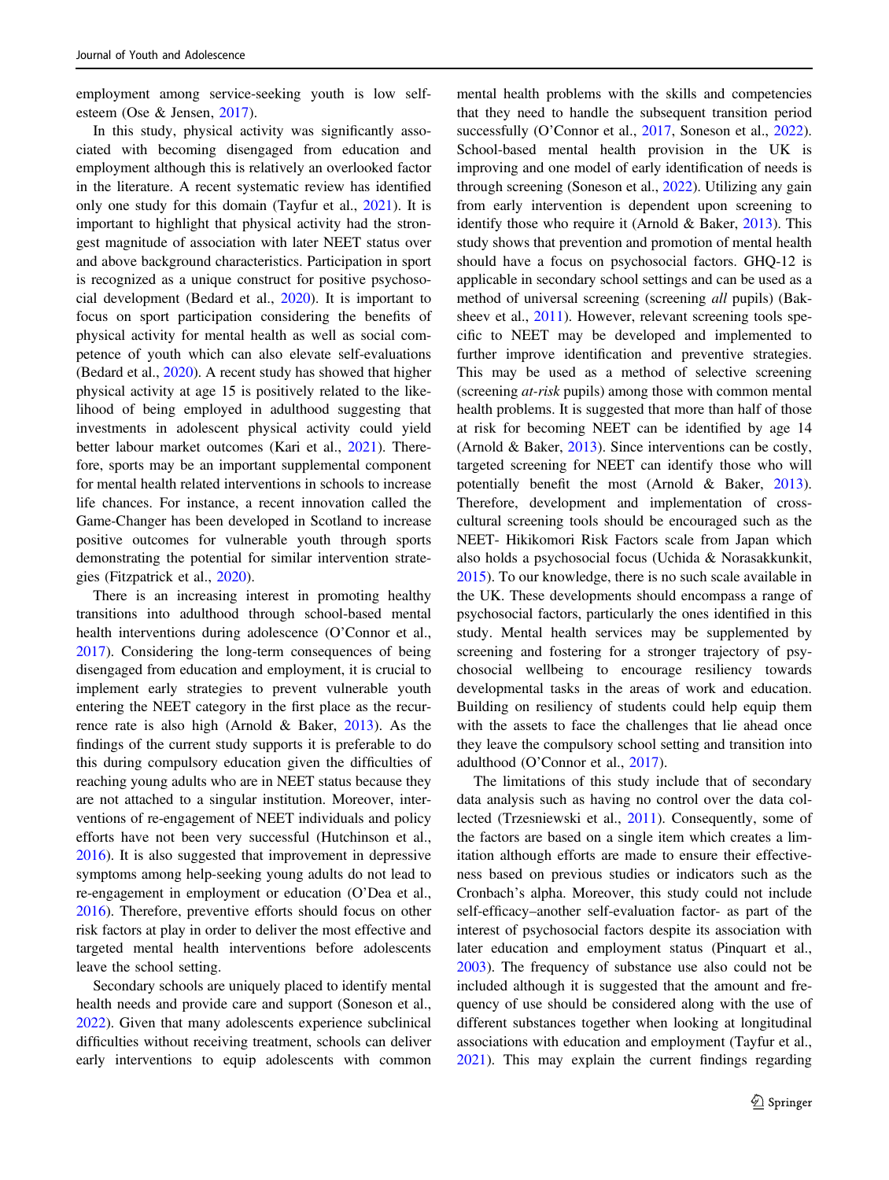employment among service-seeking youth is low self-esteem (Ose & Jensen, 2017).

In this study, physical activity was significantly associated with becoming disengaged from education and employment although this is relatively an overlooked factor in the literature. A recent systematic review has identified only one study for this domain (Tayfur et al., 2021). It is important to highlight that physical activity had the strongest magnitude of association with later NEET status over and above background characteristics. Participation in sport is recognized as a unique construct for positive psychosocial development (Bedard et al., 2020). It is important to focus on sport participation considering the benefits of physical activity for mental health as well as social competence of youth which can also elevate self-evaluations (Bedard et al., 2020). A recent study has showed that higher physical activity at age 15 is positively related to the likelihood of being employed in adulthood suggesting that investments in adolescent physical activity could yield better labour market outcomes (Kari et al., 2021). Therefore, sports may be an important supplemental component for mental health related interventions in schools to increase life chances. For instance, a recent innovation called the Game-Changer has been developed in Scotland to increase positive outcomes for vulnerable youth through sports demonstrating the potential for similar intervention strategies (Fitzpatrick et al., 2020).

There is an increasing interest in promoting healthy transitions into adulthood through school-based mental health interventions during adolescence (O'Connor et al., 2017). Considering the long-term consequences of being disengaged from education and employment, it is crucial to implement early strategies to prevent vulnerable youth entering the NEET category in the first place as the recurrence rate is also high (Arnold & Baker, 2013). As the findings of the current study supports it is preferable to do this during compulsory education given the difficulties of reaching young adults who are in NEET status because they are not attached to a singular institution. Moreover, interventions of re-engagement of NEET individuals and policy efforts have not been very successful (Hutchinson et al., 2016). It is also suggested that improvement in depressive symptoms among help-seeking young adults do not lead to re-engagement in employment or education (O'Dea et al., 2016). Therefore, preventive efforts should focus on other risk factors at play in order to deliver the most effective and targeted mental health interventions before adolescents leave the school setting.

Secondary schools are uniquely placed to identify mental health needs and provide care and support (Soneson et al., 2022). Given that many adolescents experience subclinical difficulties without receiving treatment, schools can deliver early interventions to equip adolescents with common mental health problems with the skills and competencies that they need to handle the subsequent transition period successfully (O'Connor et al., 2017, Soneson et al., 2022). School-based mental health provision in the UK is improving and one model of early identification of needs is through screening (Soneson et al., 2022). Utilizing any gain from early intervention is dependent upon screening to identify those who require it (Arnold & Baker, 2013). This study shows that prevention and promotion of mental health should have a focus on psychosocial factors. GHQ-12 is applicable in secondary school settings and can be used as a method of universal screening (screening *all* pupils) (Baksheev et al., 2011). However, relevant screening tools specific to NEET may be developed and implemented to further improve identification and preventive strategies. This may be used as a method of selective screening (screening *at-risk* pupils) among those with common mental health problems. It is suggested that more than half of those at risk for becoming NEET can be identified by age 14 (Arnold & Baker, 2013). Since interventions can be costly, targeted screening for NEET can identify those who will potentially benefit the most (Arnold & Baker, 2013). Therefore, development and implementation of cross-cultural screening tools should be encouraged such as the NEET- Hikikomori Risk Factors scale from Japan which also holds a psychosocial focus (Uchida & Norasakkunkit, 2015). To our knowledge, there is no such scale available in the UK. These developments should encompass a range of psychosocial factors, particularly the ones identified in this study. Mental health services may be supplemented by screening and fostering for a stronger trajectory of psychosocial wellbeing to encourage resiliency towards developmental tasks in the areas of work and education. Building on resiliency of students could help equip them with the assets to face the challenges that lie ahead once they leave the compulsory school setting and transition into adulthood (O'Connor et al., 2017).

The limitations of this study include that of secondary data analysis such as having no control over the data collected (Trzesniewski et al., 2011). Consequently, some of the factors are based on a single item which creates a limitation although efforts are made to ensure their effectiveness based on previous studies or indicators such as the Cronbach's alpha. Moreover, this study could not include self-efficacy–another self-evaluation factor- as part of the interest of psychosocial factors despite its association with later education and employment status (Pinquart et al., 2003). The frequency of substance use also could not be included although it is suggested that the amount and frequency of use should be considered along with the use of different substances together when looking at longitudinal associations with education and employment (Tayfur et al., 2021). This may explain the current findings regarding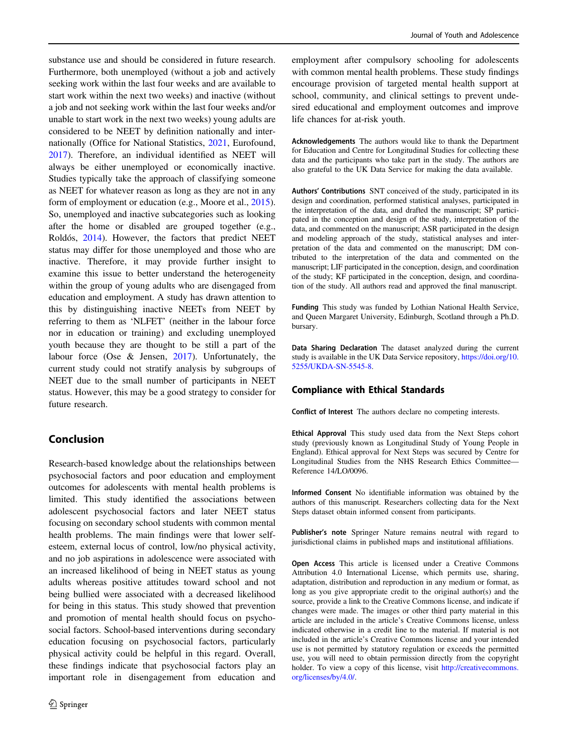substance use and should be considered in future research. Furthermore, both unemployed (without a job and actively seeking work within the last four weeks and are available to start work within the next two weeks) and inactive (without a job and not seeking work within the last four weeks and/or unable to start work in the next two weeks) young adults are considered to be NEET by definition nationally and internationally (Office for National Statistics, 2021, Eurofound, 2017). Therefore, an individual identified as NEET will always be either unemployed or economically inactive. Studies typically take the approach of classifying someone as NEET for whatever reason as long as they are not in any form of employment or education (e.g., Moore et al., 2015). So, unemployed and inactive subcategories such as looking after the home or disabled are grouped together (e.g., Roldós, 2014). However, the factors that predict NEET status may differ for those unemployed and those who are inactive. Therefore, it may provide further insight to examine this issue to better understand the heterogeneity within the group of young adults who are disengaged from education and employment. A study has drawn attention to this by distinguishing inactive NEETs from NEET by referring to them as 'NLFET' (neither in the labour force nor in education or training) and excluding unemployed youth because they are thought to be still a part of the labour force (Ose & Jensen, 2017). Unfortunately, the current study could not stratify analysis by subgroups of NEET due to the small number of participants in NEET status. However, this may be a good strategy to consider for future research.

## Conclusion

Research-based knowledge about the relationships between psychosocial factors and poor education and employment outcomes for adolescents with mental health problems is limited. This study identified the associations between adolescent psychosocial factors and later NEET status focusing on secondary school students with common mental health problems. The main findings were that lower self-esteem, external locus of control, low/no physical activity, and no job aspirations in adolescence were associated with an increased likelihood of being in NEET status as young adults whereas positive attitudes toward school and not being bullied were associated with a decreased likelihood for being in this status. This study showed that prevention and promotion of mental health should focus on psychosocial factors. School-based interventions during secondary education focusing on psychosocial factors, particularly physical activity could be helpful in this regard. Overall, these findings indicate that psychosocial factors play an important role in disengagement from education and employment after compulsory schooling for adolescents with common mental health problems. These study findings encourage provision of targeted mental health support at school, community, and clinical settings to prevent undesired educational and employment outcomes and improve life chances for at-risk youth.

**Acknowledgements** The authors would like to thank the Department for Education and Centre for Longitudinal Studies for collecting these data and the participants who take part in the study. The authors are also grateful to the UK Data Service for making the data available.

**Authors' Contributions** SNT conceived of the study, participated in its design and coordination, performed statistical analyses, participated in the interpretation of the data, and drafted the manuscript; SP participated in the conception and design of the study, interpretation of the data, and commented on the manuscript; ASR participated in the design and modeling approach of the study, statistical analyses and interpretation of the data and commented on the manuscript; DM contributed to the interpretation of the data and commented on the manuscript; LIF participated in the conception, design, and coordination of the study; KF participated in the conception, design, and coordination of the study. All authors read and approved the final manuscript.

**Funding** This study was funded by Lothian National Health Service, and Queen Margaret University, Edinburgh, Scotland through a Ph.D. bursary.

**Data Sharing Declaration** The dataset analyzed during the current study is available in the UK Data Service repository, https://doi.org/10.5255/UKDA-SN-5545-8.

## Compliance with Ethical Standards

**Conflict of Interest** The authors declare no competing interests.

**Ethical Approval** This study used data from the Next Steps cohort study (previously known as Longitudinal Study of Young People in England). Ethical approval for Next Steps was secured by Centre for Longitudinal Studies from the NHS Research Ethics Committee—Reference 14/LO/0096.

**Informed Consent** No identifiable information was obtained by the authors of this manuscript. Researchers collecting data for the Next Steps dataset obtain informed consent from participants.

**Publisher's note** Springer Nature remains neutral with regard to jurisdictional claims in published maps and institutional affiliations.

**Open Access** This article is licensed under a Creative Commons Attribution 4.0 International License, which permits use, sharing, adaptation, distribution and reproduction in any medium or format, as long as you give appropriate credit to the original author(s) and the source, provide a link to the Creative Commons license, and indicate if changes were made. The images or other third party material in this article are included in the article's Creative Commons license, unless indicated otherwise in a credit line to the material. If material is not included in the article's Creative Commons license and your intended use is not permitted by statutory regulation or exceeds the permitted use, you will need to obtain permission directly from the copyright holder. To view a copy of this license, visit http://creativecommons.org/licenses/by/4.0/.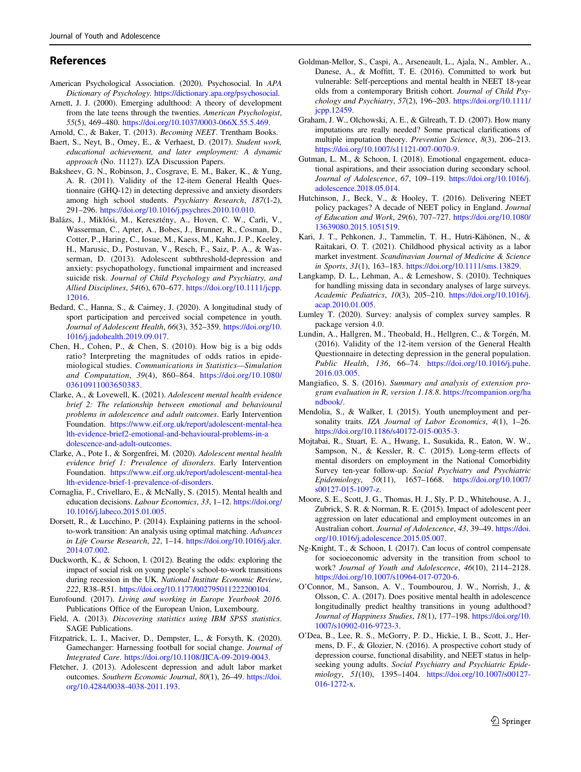## References

American Psychological Association. (2020). Psychosocial. In *APA Dictionary of Psychology*. https://dictionary.apa.org/psychosocial.

Arnett, J. J. (2000). Emerging adulthood: A theory of development from the late teens through the twenties. *American Psychologist*, *55*(5), 469–480. https://doi.org/10.1037/0003-066X.55.5.469.

Arnold, C., & Baker, T. (2013). *Becoming NEET*. Trentham Books.

Baert, S., Neyt, B., Omey, E., & Verhaest, D. (2017). *Student work, educational achievement, and later employment: A dynamic approach* (No. 11127). IZA Discussion Papers.

Baksheev, G. N., Robinson, J., Cosgrave, E. M., Baker, K., & Yung, A. R. (2011). Validity of the 12-item General Health Questionnaire (GHQ-12) in detecting depressive and anxiety disorders among high school students. *Psychiatry Research*, *187*(1-2), 291–296. https://doi.org/10.1016/j.psychres.2010.10.010.

Balázs, J., Miklósi, M., Keresztény, A., Hoven, C. W., Carli, V., Wasserman, C., Apter, A., Bobes, J., Brunner, R., Cosman, D., Cotter, P., Haring, C., Iosue, M., Kaess, M., Kahn, J. P., Keeley, H., Marusic, D., Postuvan, V., Resch, F., Saiz, P. A., & Wasserman, D. (2013). Adolescent subthreshold-depression and anxiety: psychopathology, functional impairment and increased suicide risk. *Journal of Child Psychology and Psychiatry, and Allied Disciplines*, *54*(6), 670–677. https://doi.org/10.1111/jcpp.12016.

Bedard, C., Hanna, S., & Cairney, J. (2020). A longitudinal study of sport participation and perceived social competence in youth. *Journal of Adolescent Health*, *66*(3), 352–359. https://doi.org/10.1016/j.jadohealth.2019.09.017.

Chen, H., Cohen, P., & Chen, S. (2010). How big is a big odds ratio? Interpreting the magnitudes of odds ratios in epidemiological studies. *Communications in Statistics—Simulation and Computation*, *39*(4), 860–864. https://doi.org/10.1080/03610911003650383.

Clarke, A., & Lovewell, K. (2021). *Adolescent mental health evidence brief 2: The relationship between emotional and behavioural problems in adolescence and adult outcomes*. Early Intervention Foundation. https://www.eif.org.uk/report/adolescent-mental-health-evidence-brief2-emotional-and-behavioural-problems-in-adolescence-and-adult-outcomes.

Clarke, A., Pote I., & Sorgenfrei, M. (2020). *Adolescent mental health evidence brief 1: Prevalence of disorders*. Early Intervention Foundation. https://www.eif.org.uk/report/adolescent-mental-health-evidence-brief-1-prevalence-of-disorders.

Cornaglia, F., Crivellaro, E., & McNally, S. (2015). Mental health and education decisions. *Labour Economics*, *33*, 1–12. https://doi.org/10.1016/j.labeco.2015.01.005.

Dorsett, R., & Lucchino, P. (2014). Explaining patterns in the school-to-work transition: An analysis using optimal matching. *Advances in Life Course Research*, *22*, 1–14. https://doi.org/10.1016/j.alcr.2014.07.002.

Duckworth, K., & Schoon, I. (2012). Beating the odds: exploring the impact of social risk on young people's school-to-work transitions during recession in the UK. *National Institute Economic Review*, *222*, R38–R51. https://doi.org/10.1177/002795011222200104.

Eurofound. (2017). *Living and working in Europe Yearbook 2016*. Publications Office of the European Union, Luxembourg.

Field, A. (2013). *Discovering statistics using IBM SPSS statistics*. SAGE Publications.

Fitzpatrick, L. I., Maciver, D., Dempster, L., & Forsyth, K. (2020). Gamechanger: Harnessing football for social change. *Journal of Integrated Care*. https://doi.org/10.1108/JICA-09-2019-0043.

Fletcher, J. (2013). Adolescent depression and adult labor market outcomes. *Southern Economic Journal*, *80*(1), 26–49. https://doi.org/10.4284/0038-4038-2011.193.

Goldman-Mellor, S., Caspi, A., Arseneault, L., Ajala, N., Ambler, A., Danese, A., & Moffitt, T. E. (2016). Committed to work but vulnerable: Self-perceptions and mental health in NEET 18-year olds from a contemporary British cohort. *Journal of Child Psychology and Psychiatry*, *57*(2), 196–203. https://doi.org/10.1111/jcpp.12459.

Graham, J. W., Olchowski, A. E., & Gilreath, T. D. (2007). How many imputations are really needed? Some practical clarifications of multiple imputation theory. *Prevention Science*, *8*(3), 206–213. https://doi.org/10.1007/s11121-007-0070-9.

Gutman, L. M., & Schoon, I. (2018). Emotional engagement, educational aspirations, and their association during secondary school. *Journal of Adolescence*, *67*, 109–119. https://doi.org/10.1016/j.adolescence.2018.05.014.

Hutchinson, J., Beck, V., & Hooley, T. (2016). Delivering NEET policy packages? A decade of NEET policy in England. *Journal of Education and Work*, *29*(6), 707–727. https://doi.org/10.1080/13639080.2015.1051519.

Kari, J. T., Pehkonen, J., Tammelin, T. H., Hutri-Kähönen, N., & Raitakari, O. T. (2021). Childhood physical activity as a labor market investment. *Scandinavian Journal of Medicine & Science in Sports*, *31*(1), 163–183. https://doi.org/10.1111/sms.13829.

Langkamp, D. L., Lehman, A., & Lemeshow, S. (2010). Techniques for handling missing data in secondary analyses of large surveys. *Academic Pediatrics*, *10*(3), 205–210. https://doi.org/10.1016/j.acap.2010.01.005.

Lumley T. (2020). Survey: analysis of complex survey samples. R package version 4.0.

Lundin, A., Hallgren, M., Theobald, H., Hellgren, C., & Torgén, M. (2016). Validity of the 12-item version of the General Health Questionnaire in detecting depression in the general population. *Public Health*, *136*, 66–74. https://doi.org/10.1016/j.puhe.2016.03.005.

Mangiafico, S. S. (2016). *Summary and analysis of extension program evaluation in R, version 1.18.8*. https://rcompanion.org/handbook/.

Mendolia, S., & Walker, I. (2015). Youth unemployment and personality traits. *IZA Journal of Labor Economics*, *4*(1), 1–26. https://doi.org/10.1186/s40172-015-0035-3.

Mojtabai, R., Stuart, E. A., Hwang, I., Susukida, R., Eaton, W. W., Sampson, N., & Kessler, R. C. (2015). Long-term effects of mental disorders on employment in the National Comorbidity Survey ten-year follow-up. *Social Psychiatry and Psychiatric Epidemiology*, *50*(11), 1657–1668. https://doi.org/10.1007/s00127-015-1097-z.

Moore, S. E., Scott, J. G., Thomas, H. J., Sly, P. D., Whitehouse, A. J., Zubrick, S. R. & Norman, R. E. (2015). Impact of adolescent peer aggression on later educational and employment outcomes in an Australian cohort. *Journal of Adolescence*, *43*, 39–49. https://doi.org/10.1016/j.adolescence.2015.05.007.

Ng-Knight, T., & Schoon, I. (2017). Can locus of control compensate for socioeconomic adversity in the transition from school to work? *Journal of Youth and Adolescence*, *46*(10), 2114–2128. https://doi.org/10.1007/s10964-017-0720-6.

O'Connor, M., Sanson, A. V., Toumbourou, J. W., Norrish, J., & Olsson, C. A. (2017). Does positive mental health in adolescence longitudinally predict healthy transitions in young adulthood? *Journal of Happiness Studies*, *18*(1), 177–198. https://doi.org/10.1007/s10902-016-9723-3.

O'Dea, B., Lee, R. S., McGorry, P. D., Hickie, I. B., Scott, J., Hermens, D. F., & Glozier, N. (2016). A prospective cohort study of depression course, functional disability, and NEET status in help-seeking young adults. *Social Psychiatry and Psychiatric Epidemiology*, *51*(10), 1395–1404. https://doi.org/10.1007/s00127-016-1272-x.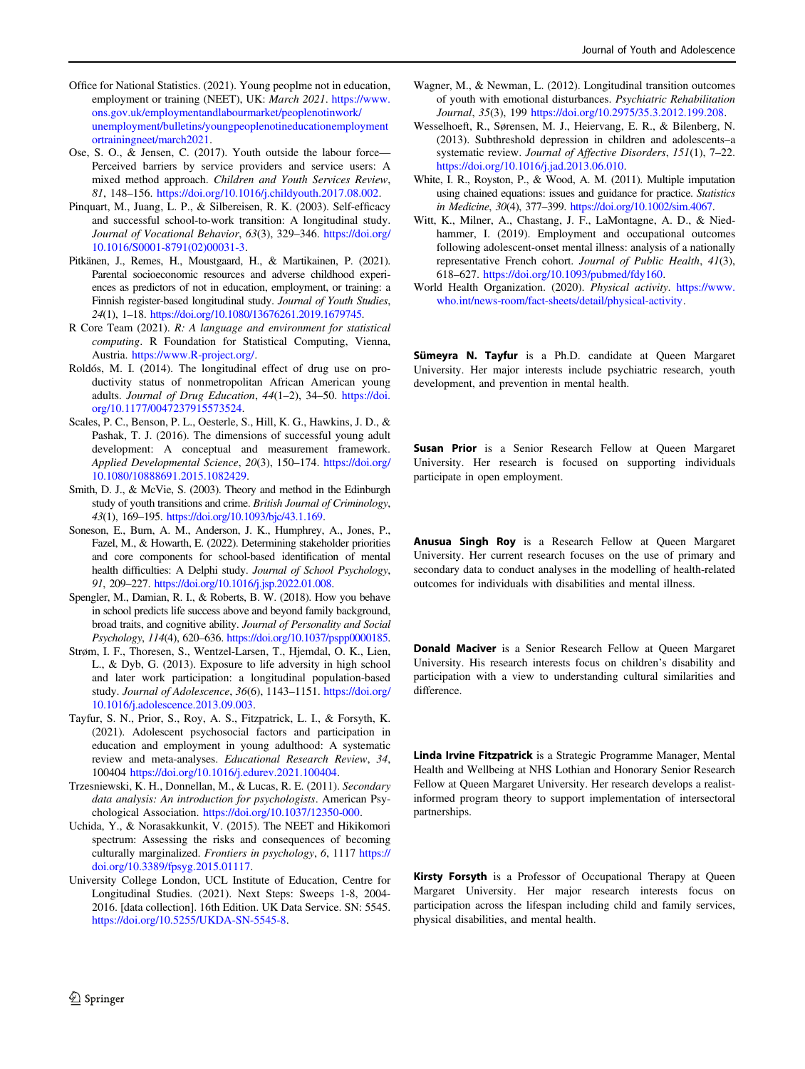Office for National Statistics. (2021). Young peoplme not in education, employment or training (NEET), UK: *March 2021*. https://www.ons.gov.uk/employmentandlabourmarket/peoplenotinwork/unemployment/bulletins/youngpeoplenotineducationemploymentortrainingneet/march2021.

Ose, S. O., & Jensen, C. (2017). Youth outside the labour force—Perceived barriers by service providers and service users: A mixed method approach. *Children and Youth Services Review*, *81*, 148–156. https://doi.org/10.1016/j.childyouth.2017.08.002.

Pinquart, M., Juang, L. P., & Silbereisen, R. K. (2003). Self-efficacy and successful school-to-work transition: A longitudinal study. *Journal of Vocational Behavior*, *63*(3), 329–346. https://doi.org/10.1016/S0001-8791(02)00031-3.

Pitkänen, J., Remes, H., Moustgaard, H., & Martikainen, P. (2021). Parental socioeconomic resources and adverse childhood experiences as predictors of not in education, employment, or training: a Finnish register-based longitudinal study. *Journal of Youth Studies*, *24*(1), 1–18. https://doi.org/10.1080/13676261.2019.1679745.

R Core Team (2021). *R: A language and environment for statistical computing*. R Foundation for Statistical Computing, Vienna, Austria. https://www.R-project.org/.

Roldós, M. I. (2014). The longitudinal effect of drug use on productivity status of nonmetropolitan African American young adults. *Journal of Drug Education*, *44*(1–2), 34–50. https://doi.org/10.1177/0047237915573524.

Scales, P. C., Benson, P. L., Oesterle, S., Hill, K. G., Hawkins, J. D., & Pashak, T. J. (2016). The dimensions of successful young adult development: A conceptual and measurement framework. *Applied Developmental Science*, *20*(3), 150–174. https://doi.org/10.1080/10888691.2015.1082429.

Smith, D. J., & McVie, S. (2003). Theory and method in the Edinburgh study of youth transitions and crime. *British Journal of Criminology*, *43*(1), 169–195. https://doi.org/10.1093/bjc/43.1.169.

Soneson, E., Burn, A. M., Anderson, J. K., Humphrey, A., Jones, P., Fazel, M., & Howarth, E. (2022). Determining stakeholder priorities and core components for school-based identification of mental health difficulties: A Delphi study. *Journal of School Psychology*, *91*, 209–227. https://doi.org/10.1016/j.jsp.2022.01.008.

Spengler, M., Damian, R. I., & Roberts, B. W. (2018). How you behave in school predicts life success above and beyond family background, broad traits, and cognitive ability. *Journal of Personality and Social Psychology*, *114*(4), 620–636. https://doi.org/10.1037/pspp0000185.

Strøm, I. F., Thoresen, S., Wentzel-Larsen, T., Hjemdal, O. K., Lien, L., & Dyb, G. (2013). Exposure to life adversity in high school and later work participation: a longitudinal population-based study. *Journal of Adolescence*, *36*(6), 1143–1151. https://doi.org/10.1016/j.adolescence.2013.09.003.

Tayfur, S. N., Prior, S., Roy, A. S., Fitzpatrick, L. I., & Forsyth, K. (2021). Adolescent psychosocial factors and participation in education and employment in young adulthood: A systematic review and meta-analyses. *Educational Research Review*, *34*, 100404 https://doi.org/10.1016/j.edurev.2021.100404.

Trzesniewski, K. H., Donnellan, M., & Lucas, R. E. (2011). *Secondary data analysis: An introduction for psychologists*. American Psychological Association. https://doi.org/10.1037/12350-000.

Uchida, Y., & Norasakkunkit, V. (2015). The NEET and Hikikomori spectrum: Assessing the risks and consequences of becoming culturally marginalized. *Frontiers in psychology*, *6*, 1117 https://doi.org/10.3389/fpsyg.2015.01117.

University College London, UCL Institute of Education, Centre for Longitudinal Studies. (2021). Next Steps: Sweeps 1-8, 2004-2016. [data collection]. 16th Edition. UK Data Service. SN: 5545. https://doi.org/10.5255/UKDA-SN-5545-8.

Wagner, M., & Newman, L. (2012). Longitudinal transition outcomes of youth with emotional disturbances. *Psychiatric Rehabilitation Journal*, *35*(3), 199 https://doi.org/10.2975/35.3.2012.199.208.

Wesselhoeft, R., Sørensen, M. J., Heiervang, E. R., & Bilenberg, N. (2013). Subthreshold depression in children and adolescents–a systematic review. *Journal of Affective Disorders*, *151*(1), 7–22. https://doi.org/10.1016/j.jad.2013.06.010.

White, I. R., Royston, P., & Wood, A. M. (2011). Multiple imputation using chained equations: issues and guidance for practice. *Statistics in Medicine*, *30*(4), 377–399. https://doi.org/10.1002/sim.4067.

Witt, K., Milner, A., Chastang, J. F., LaMontagne, A. D., & Niedhammer, I. (2019). Employment and occupational outcomes following adolescent-onset mental illness: analysis of a nationally representative French cohort. *Journal of Public Health*, *41*(3), 618–627. https://doi.org/10.1093/pubmed/fdy160.

World Health Organization. (2020). *Physical activity*. https://www.who.int/news-room/fact-sheets/detail/physical-activity.

**Sümeyra N. Tayfur** is a Ph.D. candidate at Queen Margaret University. Her major interests include psychiatric research, youth development, and prevention in mental health.

**Susan Prior** is a Senior Research Fellow at Queen Margaret University. Her research is focused on supporting individuals participate in open employment.

**Anusua Singh Roy** is a Research Fellow at Queen Margaret University. Her current research focuses on the use of primary and secondary data to conduct analyses in the modelling of health-related outcomes for individuals with disabilities and mental illness.

**Donald Maciver** is a Senior Research Fellow at Queen Margaret University. His research interests focus on children's disability and participation with a view to understanding cultural similarities and difference.

**Linda Irvine Fitzpatrick** is a Strategic Programme Manager, Mental Health and Wellbeing at NHS Lothian and Honorary Senior Research Fellow at Queen Margaret University. Her research develops a realist-informed program theory to support implementation of intersectoral partnerships.

**Kirsty Forsyth** is a Professor of Occupational Therapy at Queen Margaret University. Her major research interests focus on participation across the lifespan including child and family services, physical disabilities, and mental health.